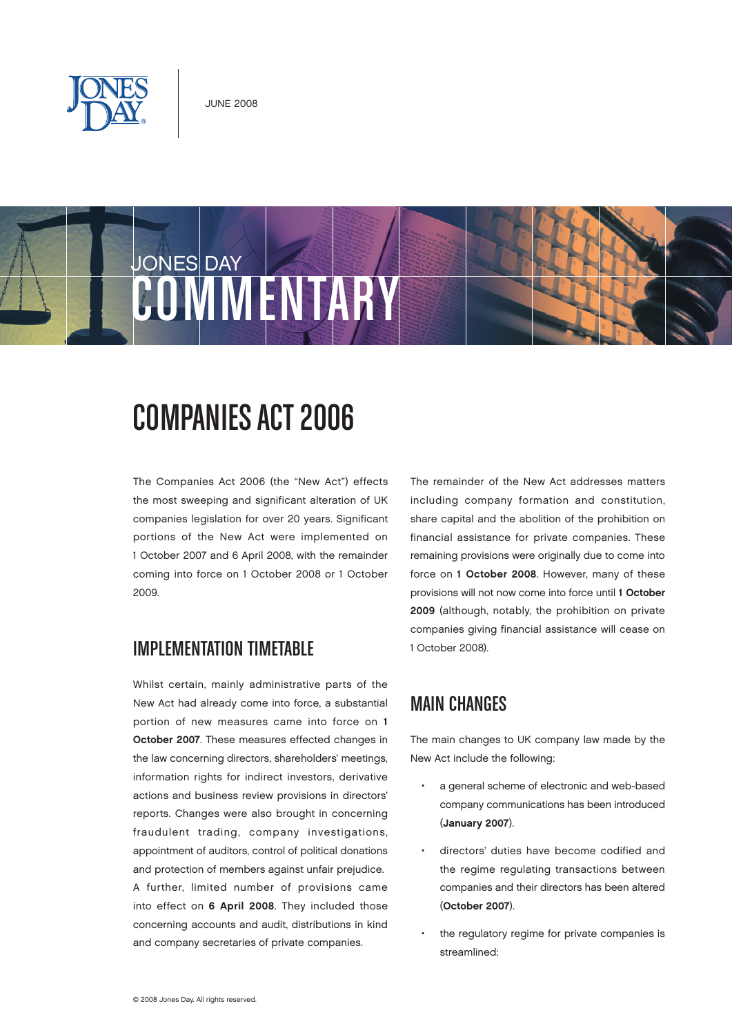JUNE 2008

# JONES DAY COMMENTARY

# COMPANIES ACT 2006

The Companies Act 2006 (the "New Act") effects the most sweeping and significant alteration of UK companies legislation for over 20 years. Significant portions of the New Act were implemented on 1 October 2007 and 6 April 2008, with the remainder coming into force on 1 October 2008 or 1 October 2009.

## IMPLEMENTATION TIMETABLE

Whilst certain, mainly administrative parts of the New Act had already come into force, a substantial portion of new measures came into force on **1 October 2007**. These measures effected changes in the law concerning directors, shareholders' meetings, information rights for indirect investors, derivative actions and business review provisions in directors' reports. Changes were also brought in concerning fraudulent trading, company investigations, appointment of auditors, control of political donations and protection of members against unfair prejudice.

A further, limited number of provisions came into effect on **6 April 2008**. They included those concerning accounts and audit, distributions in kind and company secretaries of private companies.

The remainder of the New Act addresses matters including company formation and constitution, share capital and the abolition of the prohibition on financial assistance for private companies. These remaining provisions were originally due to come into force on **1 October 2008**. However, many of these provisions will not now come into force until **1 October 2009** (although, notably, the prohibition on private companies giving financial assistance will cease on 1 October 2008).

## MAIN CHANGES

The main changes to UK company law made by the New Act include the following:

- a general scheme of electronic and web-based company communications has been introduced (**January 2007**).
- directors' duties have become codified and the regime regulating transactions between companies and their directors has been altered (**October 2007**).
- the regulatory regime for private companies is streamlined: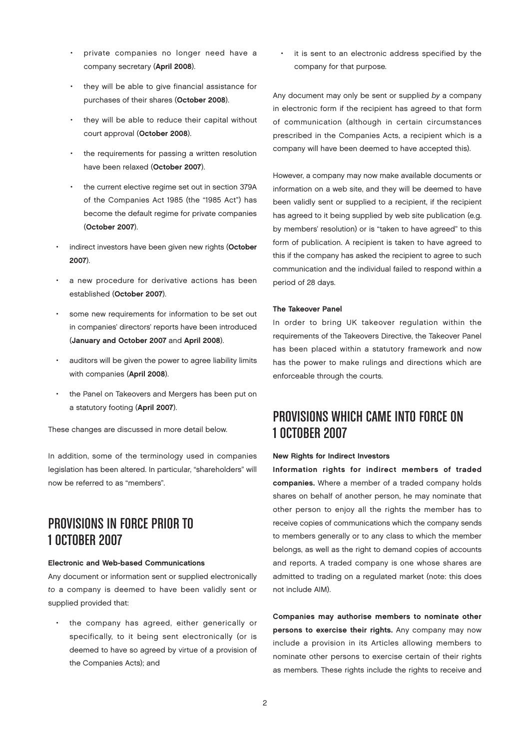- private companies no longer need have a company secretary (**April 2008**).
- they will be able to give financial assistance for purchases of their shares (**October 2008**).
- they will be able to reduce their capital without court approval (**October 2008**).
- the requirements for passing a written resolution have been relaxed (**October 2007**).
- the current elective regime set out in section 379A of the Companies Act 1985 (the "1985 Act") has become the default regime for private companies (**October 2007**).

- indirect investors have been given new rights (**October 2007**).
- a new procedure for derivative actions has been established (**October 2007**).
- some new requirements for information to be set out in companies' directors' reports have been introduced (**January and October 2007** and **April 2008**).
- auditors will be given the power to agree liability limits with companies (**April 2008**).
- the Panel on Takeovers and Mergers has been put on a statutory footing (**April 2007**).

These changes are discussed in more detail below.

In addition, some of the terminology used in companies legislation has been altered. In particular, "shareholders" will now be referred to as "members".

## PROVISIONS IN FORCE PRIOR TO 1 OCTOBER 2007

**Electronic and Web-based Communications**

Any document or information sent or supplied electronically *to* a company is deemed to have been validly sent or supplied provided that:

- the company has agreed, either generically or specifically, to it being sent electronically (or is deemed to have so agreed by virtue of a provision of the Companies Acts); and
- it is sent to an electronic address specified by the company for that purpose.

Any document may only be sent or supplied *by* a company in electronic form if the recipient has agreed to that form of communication (although in certain circumstances prescribed in the Companies Acts, a recipient which is a company will have been deemed to have accepted this).

However, a company may now make available documents or information on a web site, and they will be deemed to have been validly sent or supplied to a recipient, if the recipient has agreed to it being supplied by web site publication (e.g. by members' resolution) or is "taken to have agreed" to this form of publication. A recipient is taken to have agreed to this if the company has asked the recipient to agree to such communication and the individual failed to respond within a period of 28 days.

**The Takeover Panel**

In order to bring UK takeover regulation within the requirements of the Takeovers Directive, the Takeover Panel has been placed within a statutory framework and now has the power to make rulings and directions which are enforceable through the courts.

## PROVISIONS WHICH CAME INTO FORCE ON 1 OCTOBER 2007

**New Rights for Indirect Investors**

**Information rights for indirect members of traded companies.** Where a member of a traded company holds shares on behalf of another person, he may nominate that other person to enjoy all the rights the member has to receive copies of communications which the company sends to members generally or to any class to which the member belongs, as well as the right to demand copies of accounts and reports. A traded company is one whose shares are admitted to trading on a regulated market (note: this does not include AIM).

**Companies may authorise members to nominate other persons to exercise their rights.** Any company may now include a provision in its Articles allowing members to nominate other persons to exercise certain of their rights as members. These rights include the rights to receive and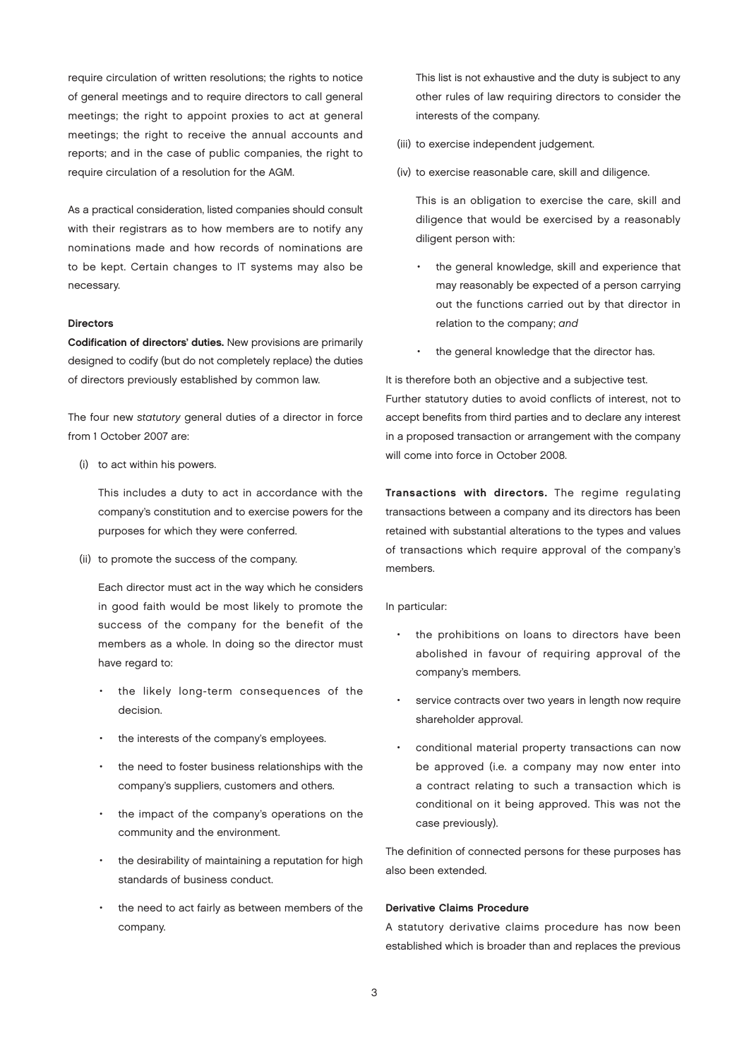require circulation of written resolutions; the rights to notice of general meetings and to require directors to call general meetings; the right to appoint proxies to act at general meetings; the right to receive the annual accounts and reports; and in the case of public companies, the right to require circulation of a resolution for the AGM.

As a practical consideration, listed companies should consult with their registrars as to how members are to notify any nominations made and how records of nominations are to be kept. Certain changes to IT systems may also be necessary.

### Directors

**Codification of directors' duties.** New provisions are primarily designed to codify (but do not completely replace) the duties of directors previously established by common law.

The four new *statutory* general duties of a director in force from 1 October 2007 are:

(i) to act within his powers.

   This includes a duty to act in accordance with the company's constitution and to exercise powers for the purposes for which they were conferred.

(ii) to promote the success of the company.

   Each director must act in the way which he considers in good faith would be most likely to promote the success of the company for the benefit of the members as a whole. In doing so the director must have regard to:

   - the likely long-term consequences of the decision.
   - the interests of the company's employees.
   - the need to foster business relationships with the company's suppliers, customers and others.
   - the impact of the company's operations on the community and the environment.
   - the desirability of maintaining a reputation for high standards of business conduct.
   - the need to act fairly as between members of the company.

   This list is not exhaustive and the duty is subject to any other rules of law requiring directors to consider the interests of the company.

(iii) to exercise independent judgement.

(iv) to exercise reasonable care, skill and diligence.

   This is an obligation to exercise the care, skill and diligence that would be exercised by a reasonably diligent person with:

   - the general knowledge, skill and experience that may reasonably be expected of a person carrying out the functions carried out by that director in relation to the company; *and*
   - the general knowledge that the director has.

It is therefore both an objective and a subjective test. Further statutory duties to avoid conflicts of interest, not to accept benefits from third parties and to declare any interest in a proposed transaction or arrangement with the company will come into force in October 2008.

**Transactions with directors.** The regime regulating transactions between a company and its directors has been retained with substantial alterations to the types and values of transactions which require approval of the company's members.

In particular:

- the prohibitions on loans to directors have been abolished in favour of requiring approval of the company's members.
- service contracts over two years in length now require shareholder approval.
- conditional material property transactions can now be approved (i.e. a company may now enter into a contract relating to such a transaction which is conditional on it being approved. This was not the case previously).

The definition of connected persons for these purposes has also been extended.

### Derivative Claims Procedure

A statutory derivative claims procedure has now been established which is broader than and replaces the previous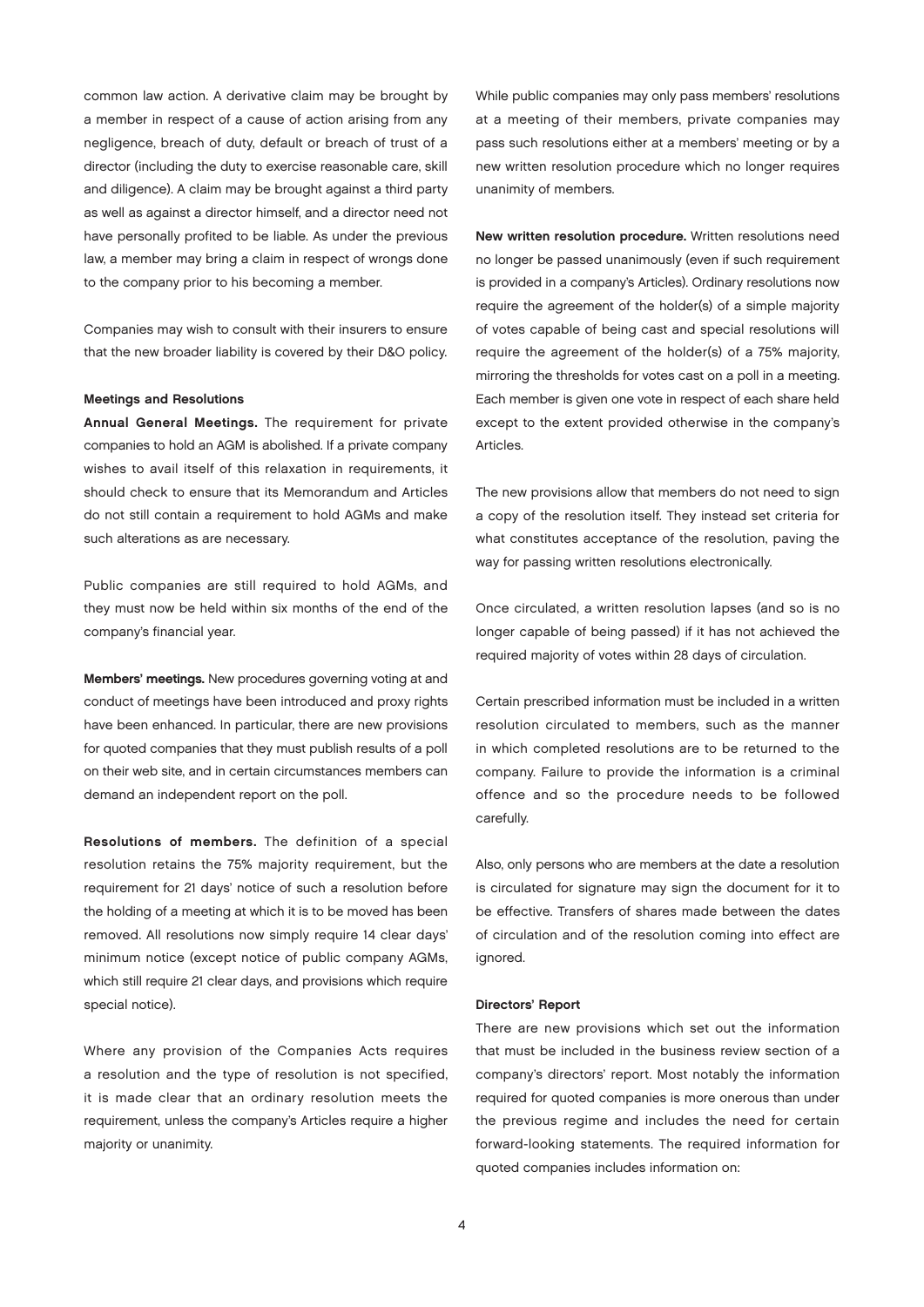common law action. A derivative claim may be brought by a member in respect of a cause of action arising from any negligence, breach of duty, default or breach of trust of a director (including the duty to exercise reasonable care, skill and diligence). A claim may be brought against a third party as well as against a director himself, and a director need not have personally profited to be liable. As under the previous law, a member may bring a claim in respect of wrongs done to the company prior to his becoming a member.

Companies may wish to consult with their insurers to ensure that the new broader liability is covered by their D&O policy.

### Meetings and Resolutions

**Annual General Meetings.** The requirement for private companies to hold an AGM is abolished. If a private company wishes to avail itself of this relaxation in requirements, it should check to ensure that its Memorandum and Articles do not still contain a requirement to hold AGMs and make such alterations as are necessary.

Public companies are still required to hold AGMs, and they must now be held within six months of the end of the company's financial year.

**Members' meetings.** New procedures governing voting at and conduct of meetings have been introduced and proxy rights have been enhanced. In particular, there are new provisions for quoted companies that they must publish results of a poll on their web site, and in certain circumstances members can demand an independent report on the poll.

**Resolutions of members.** The definition of a special resolution retains the 75% majority requirement, but the requirement for 21 days' notice of such a resolution before the holding of a meeting at which it is to be moved has been removed. All resolutions now simply require 14 clear days' minimum notice (except notice of public company AGMs, which still require 21 clear days, and provisions which require special notice).

Where any provision of the Companies Acts requires a resolution and the type of resolution is not specified, it is made clear that an ordinary resolution meets the requirement, unless the company's Articles require a higher majority or unanimity.

While public companies may only pass members' resolutions at a meeting of their members, private companies may pass such resolutions either at a members' meeting or by a new written resolution procedure which no longer requires unanimity of members.

**New written resolution procedure.** Written resolutions need no longer be passed unanimously (even if such requirement is provided in a company's Articles). Ordinary resolutions now require the agreement of the holder(s) of a simple majority of votes capable of being cast and special resolutions will require the agreement of the holder(s) of a 75% majority, mirroring the thresholds for votes cast on a poll in a meeting. Each member is given one vote in respect of each share held except to the extent provided otherwise in the company's Articles.

The new provisions allow that members do not need to sign a copy of the resolution itself. They instead set criteria for what constitutes acceptance of the resolution, paving the way for passing written resolutions electronically.

Once circulated, a written resolution lapses (and so is no longer capable of being passed) if it has not achieved the required majority of votes within 28 days of circulation.

Certain prescribed information must be included in a written resolution circulated to members, such as the manner in which completed resolutions are to be returned to the company. Failure to provide the information is a criminal offence and so the procedure needs to be followed carefully.

Also, only persons who are members at the date a resolution is circulated for signature may sign the document for it to be effective. Transfers of shares made between the dates of circulation and of the resolution coming into effect are ignored.

### Directors' Report

There are new provisions which set out the information that must be included in the business review section of a company's directors' report. Most notably the information required for quoted companies is more onerous than under the previous regime and includes the need for certain forward-looking statements. The required information for quoted companies includes information on: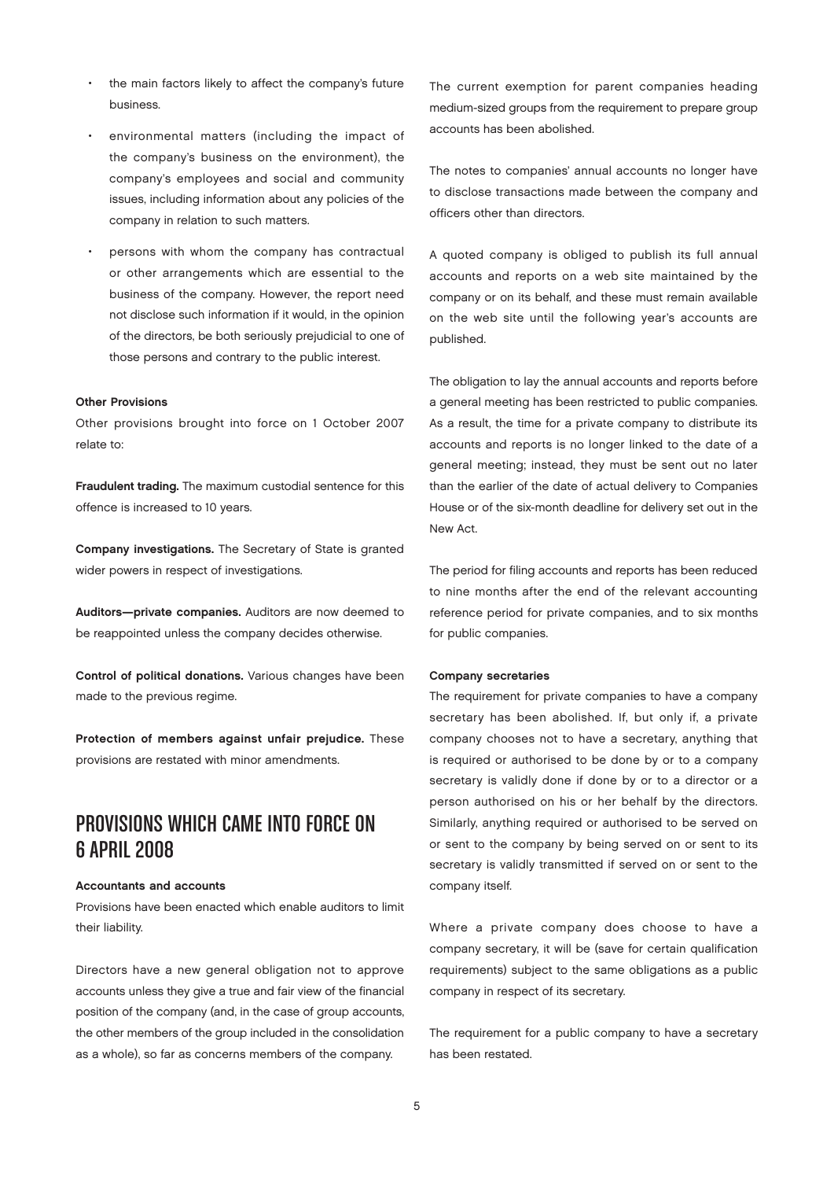- the main factors likely to affect the company's future business.
- environmental matters (including the impact of the company's business on the environment), the company's employees and social and community issues, including information about any policies of the company in relation to such matters.
- persons with whom the company has contractual or other arrangements which are essential to the business of the company. However, the report need not disclose such information if it would, in the opinion of the directors, be both seriously prejudicial to one of those persons and contrary to the public interest.

**Other Provisions**

Other provisions brought into force on 1 October 2007 relate to:

**Fraudulent trading.** The maximum custodial sentence for this offence is increased to 10 years.

**Company investigations.** The Secretary of State is granted wider powers in respect of investigations.

**Auditors—private companies.** Auditors are now deemed to be reappointed unless the company decides otherwise.

**Control of political donations.** Various changes have been made to the previous regime.

**Protection of members against unfair prejudice.** These provisions are restated with minor amendments.

## PROVISIONS WHICH CAME INTO FORCE ON 6 APRIL 2008

**Accountants and accounts**

Provisions have been enacted which enable auditors to limit their liability.

Directors have a new general obligation not to approve accounts unless they give a true and fair view of the financial position of the company (and, in the case of group accounts, the other members of the group included in the consolidation as a whole), so far as concerns members of the company.

The current exemption for parent companies heading medium-sized groups from the requirement to prepare group accounts has been abolished.

The notes to companies' annual accounts no longer have to disclose transactions made between the company and officers other than directors.

A quoted company is obliged to publish its full annual accounts and reports on a web site maintained by the company or on its behalf, and these must remain available on the web site until the following year's accounts are published.

The obligation to lay the annual accounts and reports before a general meeting has been restricted to public companies. As a result, the time for a private company to distribute its accounts and reports is no longer linked to the date of a general meeting; instead, they must be sent out no later than the earlier of the date of actual delivery to Companies House or of the six-month deadline for delivery set out in the New Act.

The period for filing accounts and reports has been reduced to nine months after the end of the relevant accounting reference period for private companies, and to six months for public companies.

**Company secretaries**

The requirement for private companies to have a company secretary has been abolished. If, but only if, a private company chooses not to have a secretary, anything that is required or authorised to be done by or to a company secretary is validly done if done by or to a director or a person authorised on his or her behalf by the directors. Similarly, anything required or authorised to be served on or sent to the company by being served on or sent to its secretary is validly transmitted if served on or sent to the company itself.

Where a private company does choose to have a company secretary, it will be (save for certain qualification requirements) subject to the same obligations as a public company in respect of its secretary.

The requirement for a public company to have a secretary has been restated.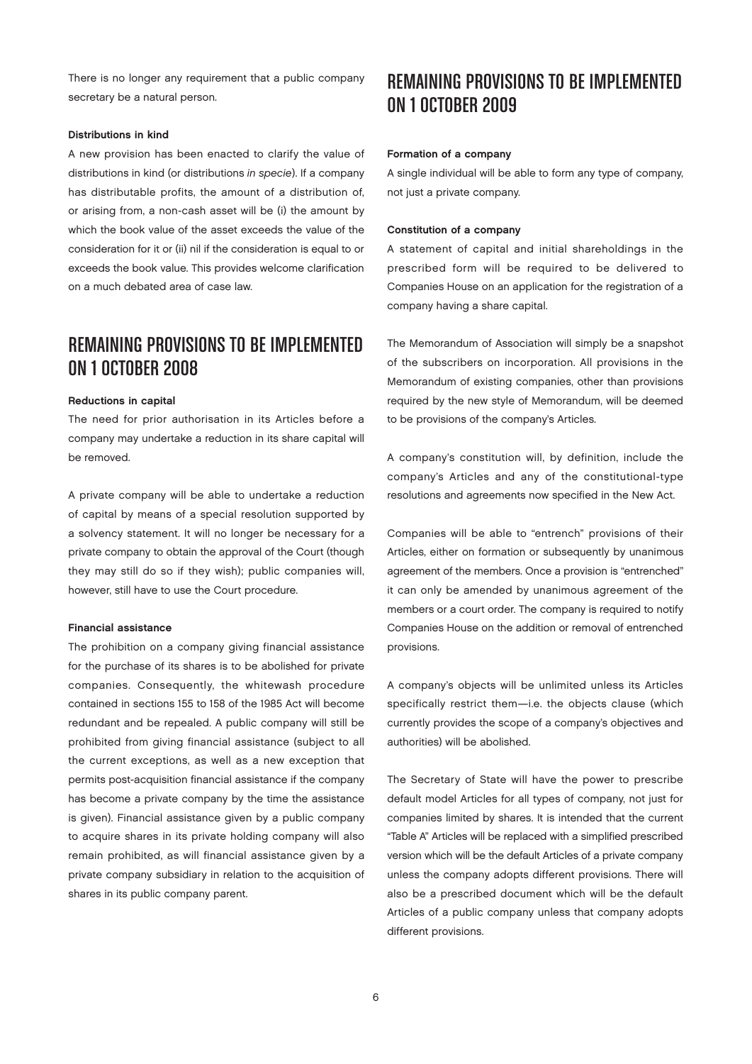There is no longer any requirement that a public company secretary be a natural person.

**Distributions in kind**

A new provision has been enacted to clarify the value of distributions in kind (or distributions *in specie*). If a company has distributable profits, the amount of a distribution of, or arising from, a non-cash asset will be (i) the amount by which the book value of the asset exceeds the value of the consideration for it or (ii) nil if the consideration is equal to or exceeds the book value. This provides welcome clarification on a much debated area of case law.

## REMAINING PROVISIONS TO BE IMPLEMENTED ON 1 OCTOBER 2008

**Reductions in capital**

The need for prior authorisation in its Articles before a company may undertake a reduction in its share capital will be removed.

A private company will be able to undertake a reduction of capital by means of a special resolution supported by a solvency statement. It will no longer be necessary for a private company to obtain the approval of the Court (though they may still do so if they wish); public companies will, however, still have to use the Court procedure.

**Financial assistance**

The prohibition on a company giving financial assistance for the purchase of its shares is to be abolished for private companies. Consequently, the whitewash procedure contained in sections 155 to 158 of the 1985 Act will become redundant and be repealed. A public company will still be prohibited from giving financial assistance (subject to all the current exceptions, as well as a new exception that permits post-acquisition financial assistance if the company has become a private company by the time the assistance is given). Financial assistance given by a public company to acquire shares in its private holding company will also remain prohibited, as will financial assistance given by a private company subsidiary in relation to the acquisition of shares in its public company parent.

## REMAINING PROVISIONS TO BE IMPLEMENTED ON 1 OCTOBER 2009

**Formation of a company**

A single individual will be able to form any type of company, not just a private company.

**Constitution of a company**

A statement of capital and initial shareholdings in the prescribed form will be required to be delivered to Companies House on an application for the registration of a company having a share capital.

The Memorandum of Association will simply be a snapshot of the subscribers on incorporation. All provisions in the Memorandum of existing companies, other than provisions required by the new style of Memorandum, will be deemed to be provisions of the company's Articles.

A company's constitution will, by definition, include the company's Articles and any of the constitutional-type resolutions and agreements now specified in the New Act.

Companies will be able to "entrench" provisions of their Articles, either on formation or subsequently by unanimous agreement of the members. Once a provision is "entrenched" it can only be amended by unanimous agreement of the members or a court order. The company is required to notify Companies House on the addition or removal of entrenched provisions.

A company's objects will be unlimited unless its Articles specifically restrict them—i.e. the objects clause (which currently provides the scope of a company's objectives and authorities) will be abolished.

The Secretary of State will have the power to prescribe default model Articles for all types of company, not just for companies limited by shares. It is intended that the current "Table A" Articles will be replaced with a simplified prescribed version which will be the default Articles of a private company unless the company adopts different provisions. There will also be a prescribed document which will be the default Articles of a public company unless that company adopts different provisions.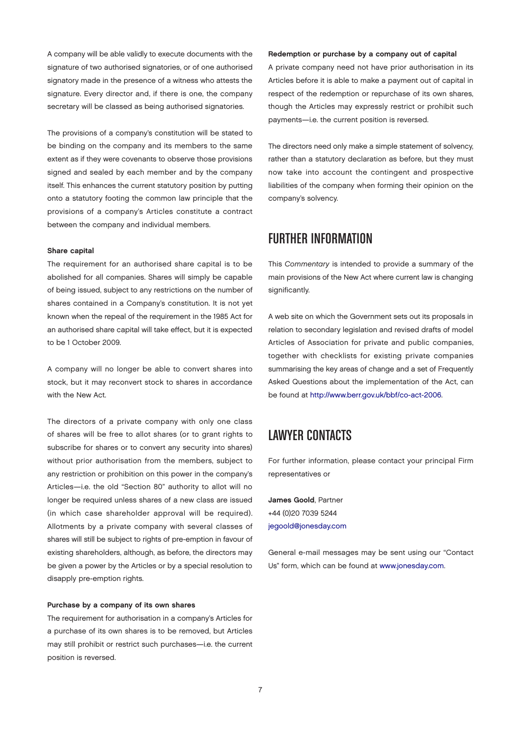A company will be able validly to execute documents with the signature of two authorised signatories, or of one authorised signatory made in the presence of a witness who attests the signature. Every director and, if there is one, the company secretary will be classed as being authorised signatories.

The provisions of a company's constitution will be stated to be binding on the company and its members to the same extent as if they were covenants to observe those provisions signed and sealed by each member and by the company itself. This enhances the current statutory position by putting onto a statutory footing the common law principle that the provisions of a company's Articles constitute a contract between the company and individual members.

**Share capital**

The requirement for an authorised share capital is to be abolished for all companies. Shares will simply be capable of being issued, subject to any restrictions on the number of shares contained in a Company's constitution. It is not yet known when the repeal of the requirement in the 1985 Act for an authorised share capital will take effect, but it is expected to be 1 October 2009.

A company will no longer be able to convert shares into stock, but it may reconvert stock to shares in accordance with the New Act.

The directors of a private company with only one class of shares will be free to allot shares (or to grant rights to subscribe for shares or to convert any security into shares) without prior authorisation from the members, subject to any restriction or prohibition on this power in the company's Articles—i.e. the old "Section 80" authority to allot will no longer be required unless shares of a new class are issued (in which case shareholder approval will be required). Allotments by a private company with several classes of shares will still be subject to rights of pre-emption in favour of existing shareholders, although, as before, the directors may be given a power by the Articles or by a special resolution to disapply pre-emption rights.

**Purchase by a company of its own shares**

The requirement for authorisation in a company's Articles for a purchase of its own shares is to be removed, but Articles may still prohibit or restrict such purchases—i.e. the current position is reversed.

**Redemption or purchase by a company out of capital**

A private company need not have prior authorisation in its Articles before it is able to make a payment out of capital in respect of the redemption or repurchase of its own shares, though the Articles may expressly restrict or prohibit such payments—i.e. the current position is reversed.

The directors need only make a simple statement of solvency, rather than a statutory declaration as before, but they must now take into account the contingent and prospective liabilities of the company when forming their opinion on the company's solvency.

## FURTHER INFORMATION

This *Commentary* is intended to provide a summary of the main provisions of the New Act where current law is changing significantly.

A web site on which the Government sets out its proposals in relation to secondary legislation and revised drafts of model Articles of Association for private and public companies, together with checklists for existing private companies summarising the key areas of change and a set of Frequently Asked Questions about the implementation of the Act, can be found at http://www.berr.gov.uk/bbf/co-act-2006.

## LAWYER CONTACTS

For further information, please contact your principal Firm representatives or

**James Goold**, Partner
+44 (0)20 7039 5244
jegoold@jonesday.com

General e-mail messages may be sent using our "Contact Us" form, which can be found at www.jonesday.com.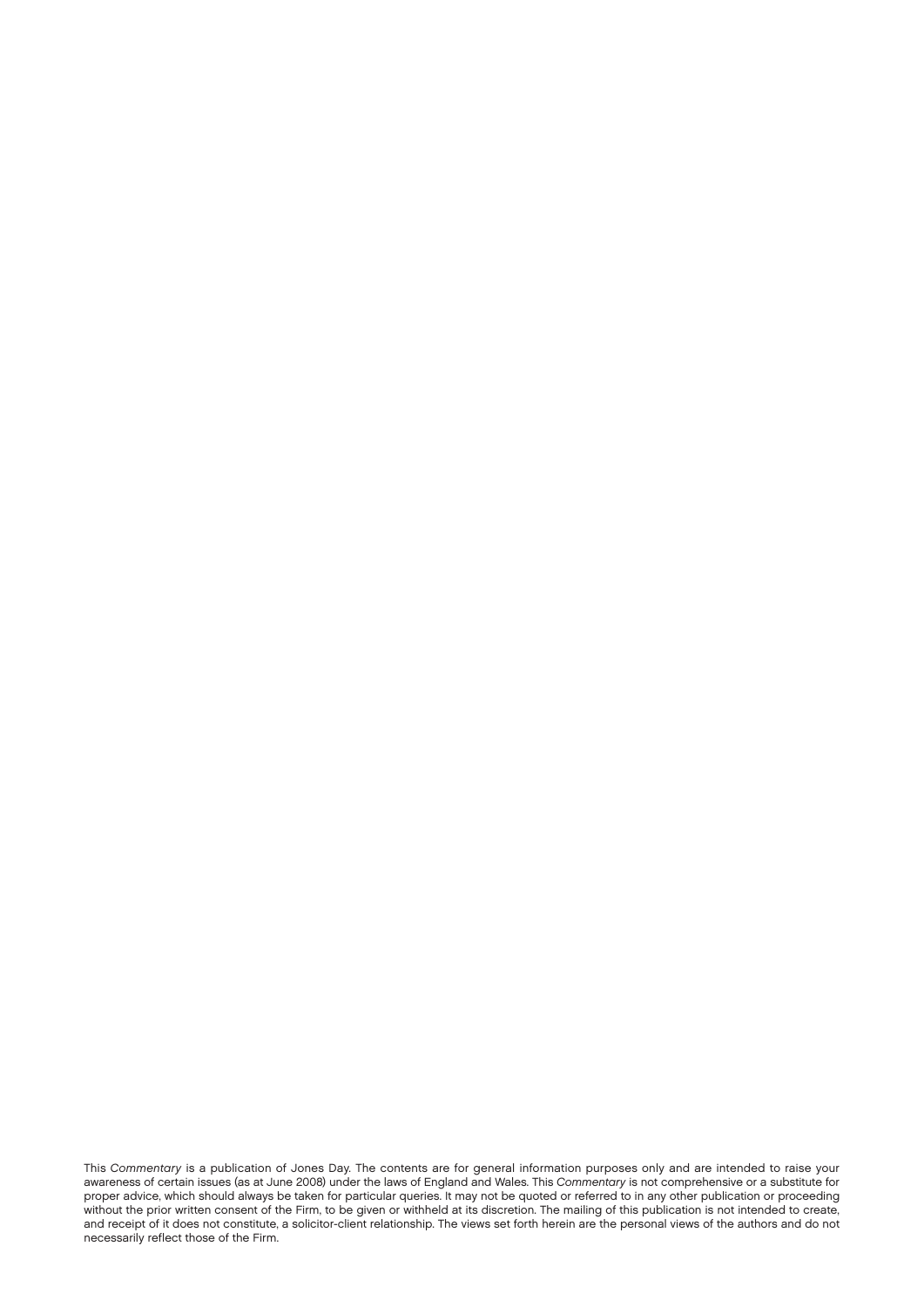This *Commentary* is a publication of Jones Day. The contents are for general information purposes only and are intended to raise your awareness of certain issues (as at June 2008) under the laws of England and Wales. This *Commentary* is not comprehensive or a substitute for proper advice, which should always be taken for particular queries. It may not be quoted or referred to in any other publication or proceeding without the prior written consent of the Firm, to be given or withheld at its discretion. The mailing of this publication is not intended to create, and receipt of it does not constitute, a solicitor-client relationship. The views set forth herein are the personal views of the authors and do not necessarily reflect those of the Firm.